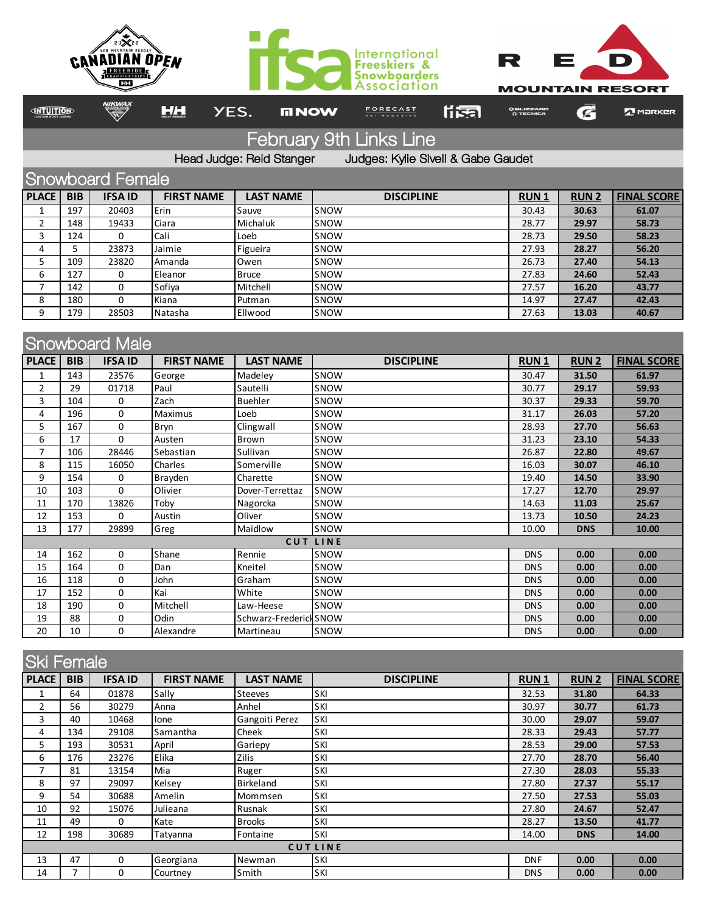# February 9th Links Line

Head Judge: Reid Stanger Judges: Kylie Sivell & Gabe Gaudet

## Snowboard Female

| PLACE | BIB | IFSA ID | FIRST NAME | LAST NAME | DISCIPLINE | RUN 1 | RUN 2 | FINAL SCORE |
|---|---|---|---|---|---|---|---|---|
| 1 | 197 | 20403 | Erin | Sauve | SNOW | 30.43 | 30.63 | 61.07 |
| 2 | 148 | 19433 | Ciara | Michaluk | SNOW | 28.77 | 29.97 | 58.73 |
| 3 | 124 | 0 | Cali | Loeb | SNOW | 28.73 | 29.50 | 58.23 |
| 4 | 5 | 23873 | Jaimie | Figueira | SNOW | 27.93 | 28.27 | 56.20 |
| 5 | 109 | 23820 | Amanda | Owen | SNOW | 26.73 | 27.40 | 54.13 |
| 6 | 127 | 0 | Eleanor | Bruce | SNOW | 27.83 | 24.60 | 52.43 |
| 7 | 142 | 0 | Sofiya | Mitchell | SNOW | 27.57 | 16.20 | 43.77 |
| 8 | 180 | 0 | Kiana | Putman | SNOW | 14.97 | 27.47 | 42.43 |
| 9 | 179 | 28503 | Natasha | Ellwood | SNOW | 27.63 | 13.03 | 40.67 |

## Snowboard Male

| PLACE | BIB | IFSA ID | FIRST NAME | LAST NAME | DISCIPLINE | RUN 1 | RUN 2 | FINAL SCORE |
|---|---|---|---|---|---|---|---|---|
| 1 | 143 | 23576 | George | Madeley | SNOW | 30.47 | 31.50 | 61.97 |
| 2 | 29 | 01718 | Paul | Sautelli | SNOW | 30.77 | 29.17 | 59.93 |
| 3 | 104 | 0 | Zach | Buehler | SNOW | 30.37 | 29.33 | 59.70 |
| 4 | 196 | 0 | Maximus | Loeb | SNOW | 31.17 | 26.03 | 57.20 |
| 5 | 167 | 0 | Bryn | Clingwall | SNOW | 28.93 | 27.70 | 56.63 |
| 6 | 17 | 0 | Austen | Brown | SNOW | 31.23 | 23.10 | 54.33 |
| 7 | 106 | 28446 | Sebastian | Sullivan | SNOW | 26.87 | 22.80 | 49.67 |
| 8 | 115 | 16050 | Charles | Somerville | SNOW | 16.03 | 30.07 | 46.10 |
| 9 | 154 | 0 | Brayden | Charette | SNOW | 19.40 | 14.50 | 33.90 |
| 10 | 103 | 0 | Olivier | Dover-Terrettaz | SNOW | 17.27 | 12.70 | 29.97 |
| 11 | 170 | 13826 | Toby | Nagorcka | SNOW | 14.63 | 11.03 | 25.67 |
| 12 | 153 | 0 | Austin | Oliver | SNOW | 13.73 | 10.50 | 24.23 |
| 13 | 177 | 29899 | Greg | Maidlow | SNOW | 10.00 | DNS | 10.00 |
| | | | | CUT LINE | | | | |
| 14 | 162 | 0 | Shane | Rennie | SNOW | DNS | 0.00 | 0.00 |
| 15 | 164 | 0 | Dan | Kneitel | SNOW | DNS | 0.00 | 0.00 |
| 16 | 118 | 0 | John | Graham | SNOW | DNS | 0.00 | 0.00 |
| 17 | 152 | 0 | Kai | White | SNOW | DNS | 0.00 | 0.00 |
| 18 | 190 | 0 | Mitchell | Law-Heese | SNOW | DNS | 0.00 | 0.00 |
| 19 | 88 | 0 | Odin | Schwarz-Frederick | SNOW | DNS | 0.00 | 0.00 |
| 20 | 10 | 0 | Alexandre | Martineau | SNOW | DNS | 0.00 | 0.00 |

## Ski Female

| PLACE | BIB | IFSA ID | FIRST NAME | LAST NAME | DISCIPLINE | RUN 1 | RUN 2 | FINAL SCORE |
|---|---|---|---|---|---|---|---|---|
| 1 | 64 | 01878 | Sally | Steeves | SKI | 32.53 | 31.80 | 64.33 |
| 2 | 56 | 30279 | Anna | Anhel | SKI | 30.97 | 30.77 | 61.73 |
| 3 | 40 | 10468 | Ione | Gangoiti Perez | SKI | 30.00 | 29.07 | 59.07 |
| 4 | 134 | 29108 | Samantha | Cheek | SKI | 28.33 | 29.43 | 57.77 |
| 5 | 193 | 30531 | April | Gariepy | SKI | 28.53 | 29.00 | 57.53 |
| 6 | 176 | 23276 | Elika | Zilis | SKI | 27.70 | 28.70 | 56.40 |
| 7 | 81 | 13154 | Mia | Ruger | SKI | 27.30 | 28.03 | 55.33 |
| 8 | 97 | 29097 | Kelsey | Birkeland | SKI | 27.80 | 27.37 | 55.17 |
| 9 | 54 | 30688 | Amelin | Mommsen | SKI | 27.50 | 27.53 | 55.03 |
| 10 | 92 | 15076 | Julieana | Rusnak | SKI | 27.80 | 24.67 | 52.47 |
| 11 | 49 | 0 | Kate | Brooks | SKI | 28.27 | 13.50 | 41.77 |
| 12 | 198 | 30689 | Tatyanna | Fontaine | SKI | 14.00 | DNS | 14.00 |
| | | | | CUT LINE | | | | |
| 13 | 47 | 0 | Georgiana | Newman | SKI | DNF | 0.00 | 0.00 |
| 14 | 7 | 0 | Courtney | Smith | SKI | DNS | 0.00 | 0.00 |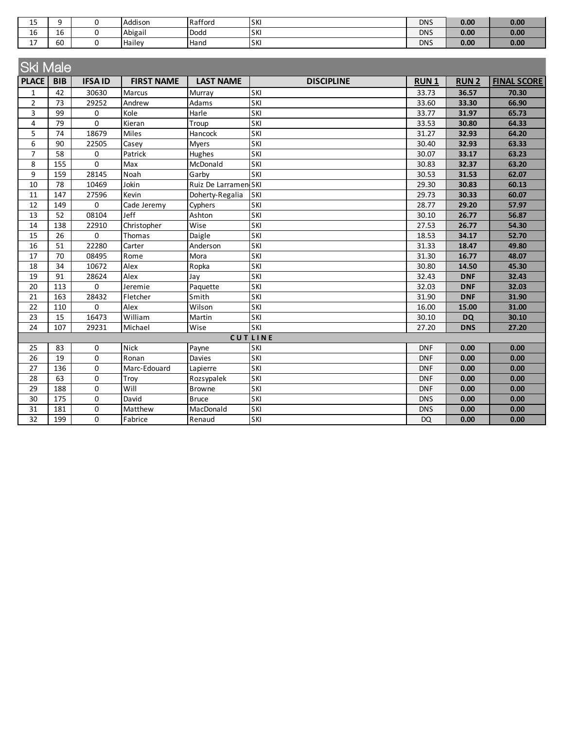| | | | | | | | | |
|---|---|---|---|---|---|---|---|---|
| 15 | 9 | 0 | Addison | Rafford | SKI | DNS | 0.00 | 0.00 |
| 16 | 16 | 0 | Abigail | Dodd | SKI | DNS | 0.00 | 0.00 |
| 17 | 60 | 0 | Hailey | Hand | SKI | DNS | 0.00 | 0.00 |

## Ski Male

| PLACE | BIB | IFSA ID | FIRST NAME | LAST NAME | DISCIPLINE | RUN 1 | RUN 2 | FINAL SCORE |
|---|---|---|---|---|---|---|---|---|
| 1 | 42 | 30630 | Marcus | Murray | SKI | 33.73 | **36.57** | **70.30** |
| 2 | 73 | 29252 | Andrew | Adams | SKI | 33.60 | **33.30** | **66.90** |
| 3 | 99 | 0 | Kole | Harle | SKI | 33.77 | **31.97** | **65.73** |
| 4 | 79 | 0 | Kieran | Troup | SKI | 33.53 | **30.80** | **64.33** |
| 5 | 74 | 18679 | Miles | Hancock | SKI | 31.27 | **32.93** | **64.20** |
| 6 | 90 | 22505 | Casey | Myers | SKI | 30.40 | **32.93** | **63.33** |
| 7 | 58 | 0 | Patrick | Hughes | SKI | 30.07 | **33.17** | **63.23** |
| 8 | 155 | 0 | Max | McDonald | SKI | 30.83 | **32.37** | **63.20** |
| 9 | 159 | 28145 | Noah | Garby | SKI | 30.53 | **31.53** | **62.07** |
| 10 | 78 | 10469 | Jokin | Ruiz De Larramen | SKI | 29.30 | **30.83** | **60.13** |
| 11 | 147 | 27596 | Kevin | Doherty-Regalia | SKI | 29.73 | **30.33** | **60.07** |
| 12 | 149 | 0 | Cade Jeremy | Cyphers | SKI | 28.77 | **29.20** | **57.97** |
| 13 | 52 | 08104 | Jeff | Ashton | SKI | 30.10 | **26.77** | **56.87** |
| 14 | 138 | 22910 | Christopher | Wise | SKI | 27.53 | **26.77** | **54.30** |
| 15 | 26 | 0 | Thomas | Daigle | SKI | 18.53 | **34.17** | **52.70** |
| 16 | 51 | 22280 | Carter | Anderson | SKI | 31.33 | **18.47** | **49.80** |
| 17 | 70 | 08495 | Rome | Mora | SKI | 31.30 | **16.77** | **48.07** |
| 18 | 34 | 10672 | Alex | Ropka | SKI | 30.80 | **14.50** | **45.30** |
| 19 | 91 | 28624 | Alex | Jay | SKI | 32.43 | **DNF** | **32.43** |
| 20 | 113 | 0 | Jeremie | Paquette | SKI | 32.03 | **DNF** | **32.03** |
| 21 | 163 | 28432 | Fletcher | Smith | SKI | 31.90 | **DNF** | **31.90** |
| 22 | 110 | 0 | Alex | Wilson | SKI | 16.00 | **15.00** | **31.00** |
| 23 | 15 | 16473 | William | Martin | SKI | 30.10 | **DQ** | **30.10** |
| 24 | 107 | 29231 | Michael | Wise | SKI | 27.20 | **DNS** | **27.20** |
| | | | | | **CUT LINE** | | | |
| 25 | 83 | 0 | Nick | Payne | SKI | DNF | **0.00** | **0.00** |
| 26 | 19 | 0 | Ronan | Davies | SKI | DNF | **0.00** | **0.00** |
| 27 | 136 | 0 | Marc-Edouard | Lapierre | SKI | DNF | **0.00** | **0.00** |
| 28 | 63 | 0 | Troy | Rozsypalek | SKI | DNF | **0.00** | **0.00** |
| 29 | 188 | 0 | Will | Browne | SKI | DNF | **0.00** | **0.00** |
| 30 | 175 | 0 | David | Bruce | SKI | DNS | **0.00** | **0.00** |
| 31 | 181 | 0 | Matthew | MacDonald | SKI | DNS | **0.00** | **0.00** |
| 32 | 199 | 0 | Fabrice | Renaud | SKI | DQ | **0.00** | **0.00** |